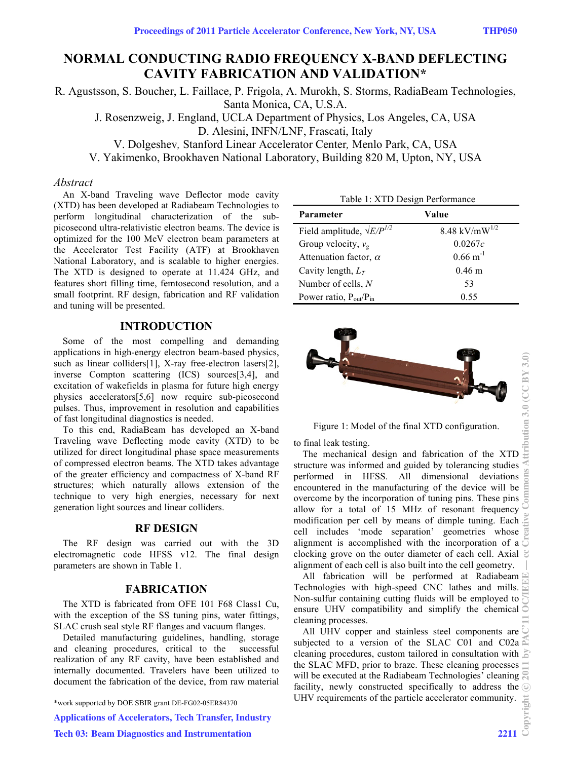# NORMAL CONDUCTING RADIO FREQUENCY X-BAND DEFLECTING CAVITY FABRICATION AND VALIDATION*

R. Agustsson, S. Boucher, L. Faillace, P. Frigola, A. Murokh, S. Storms, RadiaBeam Technologies, Santa Monica, CA, U.S.A.

J. Rosenzweig, J. England, UCLA Department of Physics, Los Angeles, CA, USA

D. Alesini, INFN/LNF, Frascati, Italy

V. Dolgeshev, Stanford Linear Accelerator Center, Menlo Park, CA, USA

V. Yakimenko, Brookhaven National Laboratory, Building 820 M, Upton, NY, USA

*Abstract*

An X-band Traveling wave Deflector mode cavity (XTD) has been developed at Radiabeam Technologies to perform longitudinal characterization of the sub-picosecond ultra-relativistic electron beams. The device is optimized for the 100 MeV electron beam parameters at the Accelerator Test Facility (ATF) at Brookhaven National Laboratory, and is scalable to higher energies. The XTD is designed to operate at 11.424 GHz, and features short filling time, femtosecond resolution, and a small footprint. RF design, fabrication and RF validation and tuning will be presented.

## INTRODUCTION

Some of the most compelling and demanding applications in high-energy electron beam-based physics, such as linear colliders[1], X-ray free-electron lasers[2], inverse Compton scattering (ICS) sources[3,4], and excitation of wakefields in plasma for future high energy physics accelerators[5,6] now require sub-picosecond pulses. Thus, improvement in resolution and capabilities of fast longitudinal diagnostics is needed.

To this end, RadiaBeam has developed an X-band Traveling wave Deflecting mode cavity (XTD) to be utilized for direct longitudinal phase space measurements of compressed electron beams. The XTD takes advantage of the greater efficiency and compactness of X-band RF structures; which naturally allows extension of the technique to very high energies, necessary for next generation light sources and linear colliders.

## RF DESIGN

The RF design was carried out with the 3D electromagnetic code HFSS v12. The final design parameters are shown in Table 1.

Table 1: XTD Design Performance

| Parameter | Value |
|---|---|
| Field amplitude, $\sqrt{E/P^{1/2}}$ | 8.48 kV/mW$^{1/2}$ |
| Group velocity, $v_g$ | 0.0267$c$ |
| Attenuation factor, $\alpha$ | 0.66 m$^{-1}$ |
| Cavity length, $L_T$ | 0.46 m |
| Number of cells, $N$ | 53 |
| Power ratio, $P_{out}/P_{in}$ | 0.55 |

Figure 1: Model of the final XTD configuration.

## FABRICATION

The XTD is fabricated from OFE 101 F68 Class1 Cu, with the exception of the SS tuning pins, water fittings, SLAC crush seal style RF flanges and vacuum flanges.

Detailed manufacturing guidelines, handling, storage and cleaning procedures, critical to the successful realization of any RF cavity, have been established and internally documented. Travelers have been utilized to document the fabrication of the device, from raw material to final leak testing.

The mechanical design and fabrication of the XTD structure was informed and guided by tolerancing studies performed in HFSS. All dimensional deviations encountered in the manufacturing of the device will be overcome by the incorporation of tuning pins. These pins allow for a total of 15 MHz of resonant frequency modification per cell by means of dimple tuning. Each cell includes 'mode separation' geometries whose alignment is accomplished with the incorporation of a clocking grove on the outer diameter of each cell. Axial alignment of each cell is also built into the cell geometry.

All fabrication will be performed at Radiabeam Technologies with high-speed CNC lathes and mills. Non-sulfur containing cutting fluids will be employed to ensure UHV compatibility and simplify the chemical cleaning processes.

All UHV copper and stainless steel components are subjected to a version of the SLAC C01 and C02a cleaning procedures, custom tailored in consultation with the SLAC MFD, prior to braze. These cleaning processes will be executed at the Radiabeam Technologies' cleaning facility, newly constructed specifically to address the UHV requirements of the particle accelerator community.

*work supported by DOE SBIR grant DE-FG02-05ER84370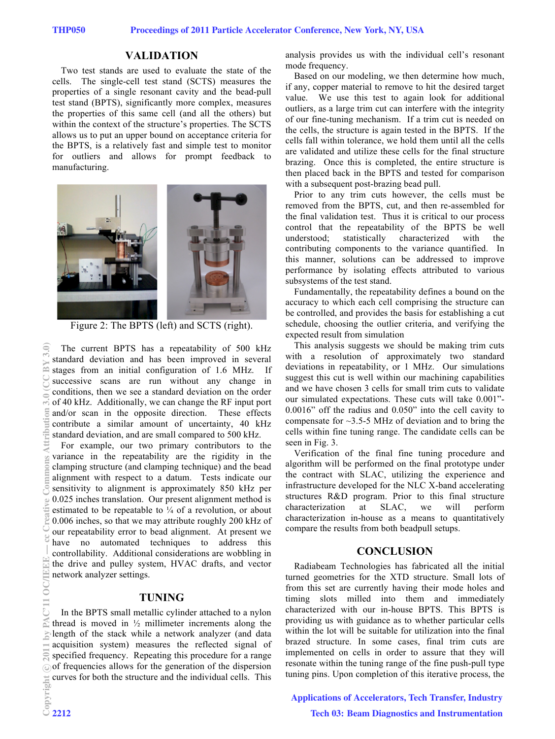## VALIDATION

Two test stands are used to evaluate the state of the cells. The single-cell test stand (SCTS) measures the properties of a single resonant cavity and the bead-pull test stand (BPTS), significantly more complex, measures the properties of this same cell (and all the others) but within the context of the structure's properties. The SCTS allows us to put an upper bound on acceptance criteria for the BPTS, is a relatively fast and simple test to monitor for outliers and allows for prompt feedback to manufacturing.

Figure 2: The BPTS (left) and SCTS (right).

The current BPTS has a repeatability of 500 kHz standard deviation and has been improved in several stages from an initial configuration of 1.6 MHz. If successive scans are run without any change in conditions, then we see a standard deviation on the order of 40 kHz. Additionally, we can change the RF input port and/or scan in the opposite direction. These effects contribute a similar amount of uncertainty, 40 kHz standard deviation, and are small compared to 500 kHz.

For example, our two primary contributors to the variance in the repeatability are the rigidity in the clamping structure (and clamping technique) and the bead alignment with respect to a datum. Tests indicate our sensitivity to alignment is approximately 850 kHz per 0.025 inches translation. Our present alignment method is estimated to be repeatable to ¼ of a revolution, or about 0.006 inches, so that we may attribute roughly 200 kHz of our repeatability error to bead alignment. At present we have no automated techniques to address this controllability. Additional considerations are wobbling in the drive and pulley system, HVAC drafts, and vector network analyzer settings.

## TUNING

In the BPTS small metallic cylinder attached to a nylon thread is moved in ½ millimeter increments along the length of the stack while a network analyzer (and data acquisition system) measures the reflected signal of specified frequency. Repeating this procedure for a range of frequencies allows for the generation of the dispersion curves for both the structure and the individual cells. This analysis provides us with the individual cell's resonant mode frequency.

Based on our modeling, we then determine how much, if any, copper material to remove to hit the desired target value. We use this test to again look for additional outliers, as a large trim cut can interfere with the integrity of our fine-tuning mechanism. If a trim cut is needed on the cells, the structure is again tested in the BPTS. If the cells fall within tolerance, we hold them until all the cells are validated and utilize these cells for the final structure brazing. Once this is completed, the entire structure is then placed back in the BPTS and tested for comparison with a subsequent post-brazing bead pull.

Prior to any trim cuts however, the cells must be removed from the BPTS, cut, and then re-assembled for the final validation test. Thus it is critical to our process control that the repeatability of the BPTS be well understood; statistically characterized with the contributing components to the variance quantified. In this manner, solutions can be addressed to improve performance by isolating effects attributed to various subsystems of the test stand.

Fundamentally, the repeatability defines a bound on the accuracy to which each cell comprising the structure can be controlled, and provides the basis for establishing a cut schedule, choosing the outlier criteria, and verifying the expected result from simulation

This analysis suggests we should be making trim cuts with a resolution of approximately two standard deviations in repeatability, or 1 MHz. Our simulations suggest this cut is well within our machining capabilities and we have chosen 3 cells for small trim cuts to validate our simulated expectations. These cuts will take 0.001"-0.0016" off the radius and 0.050" into the cell cavity to compensate for ~3.5-5 MHz of deviation and to bring the cells within fine tuning range. The candidate cells can be seen in Fig. 3.

Verification of the final fine tuning procedure and algorithm will be performed on the final prototype under the contract with SLAC, utilizing the experience and infrastructure developed for the NLC X-band accelerating structures R&D program. Prior to this final structure characterization at SLAC, we will perform characterization in-house as a means to quantitatively compare the results from both beadpull setups.

## CONCLUSION

Radiabeam Technologies has fabricated all the initial turned geometries for the XTD structure. Small lots of from this set are currently having their mode holes and timing slots milled into them and immediately characterized with our in-house BPTS. This BPTS is providing us with guidance as to whether particular cells within the lot will be suitable for utilization into the final brazed structure. In some cases, final trim cuts are implemented on cells in order to assure that they will resonate within the tuning range of the fine push-pull type tuning pins. Upon completion of this iterative process, the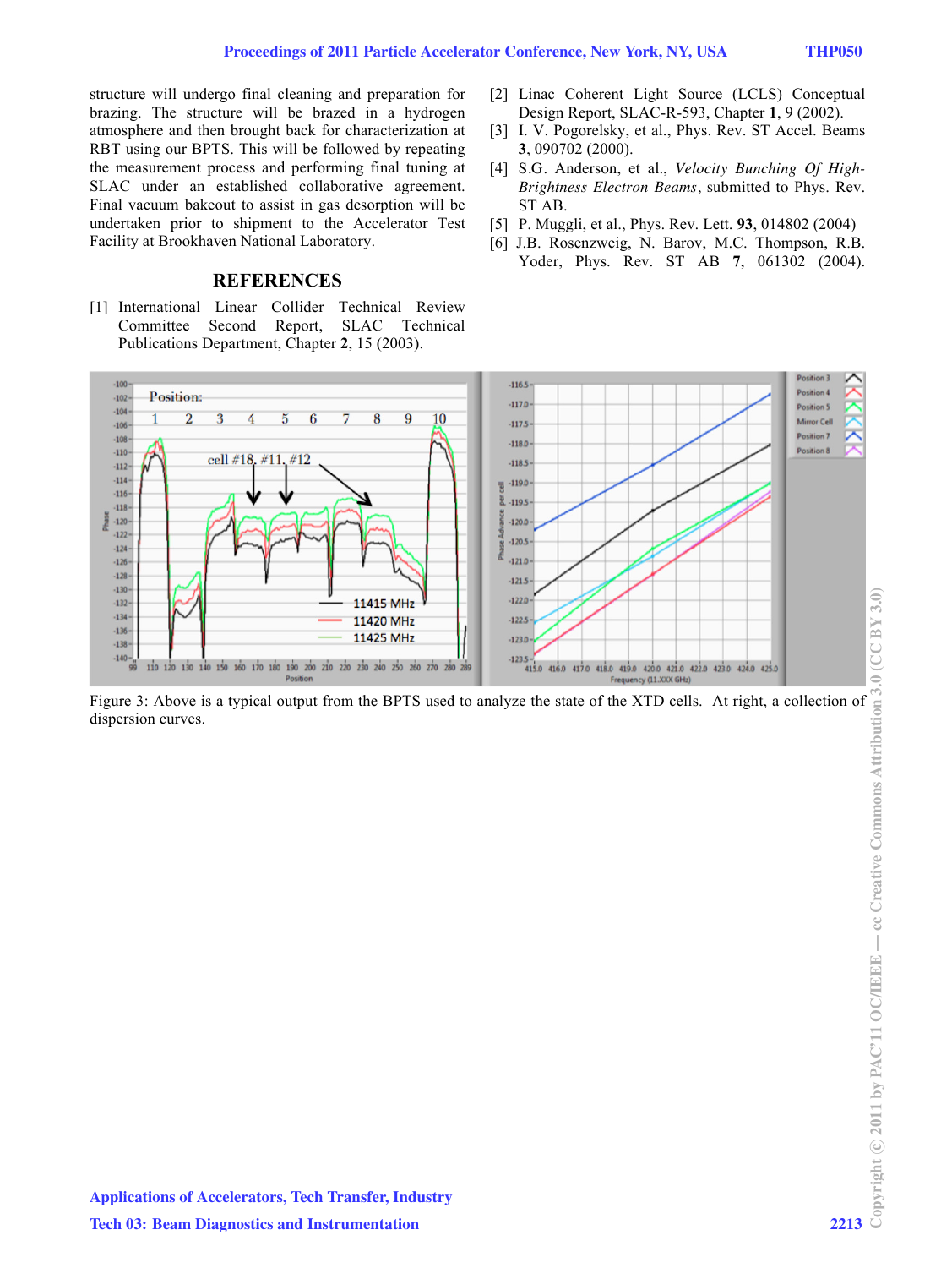structure will undergo final cleaning and preparation for brazing. The structure will be brazed in a hydrogen atmosphere and then brought back for characterization at RBT using our BPTS. This will be followed by repeating the measurement process and performing final tuning at SLAC under an established collaborative agreement. Final vacuum bakeout to assist in gas desorption will be undertaken prior to shipment to the Accelerator Test Facility at Brookhaven National Laboratory.

## REFERENCES

[1] International Linear Collider Technical Review Committee Second Report, SLAC Technical Publications Department, Chapter **2**, 15 (2003).

[2] Linac Coherent Light Source (LCLS) Conceptual Design Report, SLAC-R-593, Chapter **1**, 9 (2002).

[3] I. V. Pogorelsky, et al., Phys. Rev. ST Accel. Beams **3**, 090702 (2000).

[4] S.G. Anderson, et al., *Velocity Bunching Of High-Brightness Electron Beams*, submitted to Phys. Rev. ST AB.

[5] P. Muggli, et al., Phys. Rev. Lett. **93**, 014802 (2004)

[6] J.B. Rosenzweig, N. Barov, M.C. Thompson, R.B. Yoder, Phys. Rev. ST AB **7**, 061302 (2004).

Position:
1 2 3 4 5 6 7 8 9 10
cell #18, #11, #12
11415 MHz
11420 MHz
11425 MHz
Phase
Position

Position 3
Position 4
Position 5
Mirror Cell
Position 7
Position 8
Phase Advance per cell
Frequency (11.XXX GHz)

Figure 3: Above is a typical output from the BPTS used to analyze the state of the XTD cells. At right, a collection of dispersion curves.